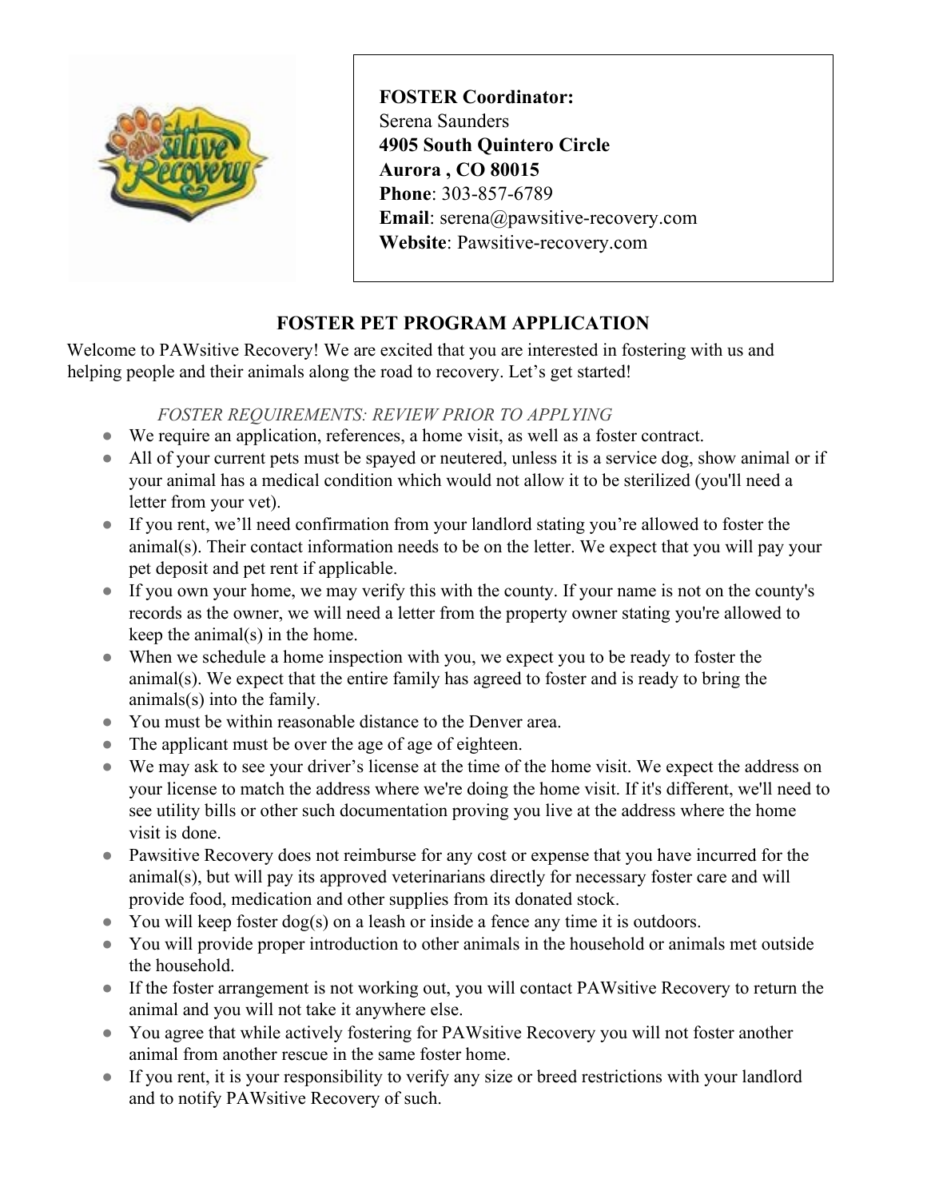**FOSTER Coordinator:**
Serena Saunders
**4905 South Quintero Circle**
**Aurora , CO 80015**
**Phone**: 303-857-6789
**Email**: serena@pawsitive-recovery.com
**Website**: Pawsitive-recovery.com

## FOSTER PET PROGRAM APPLICATION

Welcome to PAWsitive Recovery! We are excited that you are interested in fostering with us and helping people and their animals along the road to recovery. Let's get started!

*FOSTER REQUIREMENTS: REVIEW PRIOR TO APPLYING*

- We require an application, references, a home visit, as well as a foster contract.
- All of your current pets must be spayed or neutered, unless it is a service dog, show animal or if your animal has a medical condition which would not allow it to be sterilized (you'll need a letter from your vet).
- If you rent, we'll need confirmation from your landlord stating you're allowed to foster the animal(s). Their contact information needs to be on the letter. We expect that you will pay your pet deposit and pet rent if applicable.
- If you own your home, we may verify this with the county. If your name is not on the county's records as the owner, we will need a letter from the property owner stating you're allowed to keep the animal(s) in the home.
- When we schedule a home inspection with you, we expect you to be ready to foster the animal(s). We expect that the entire family has agreed to foster and is ready to bring the animals(s) into the family.
- You must be within reasonable distance to the Denver area.
- The applicant must be over the age of age of eighteen.
- We may ask to see your driver's license at the time of the home visit. We expect the address on your license to match the address where we're doing the home visit. If it's different, we'll need to see utility bills or other such documentation proving you live at the address where the home visit is done.
- Pawsitive Recovery does not reimburse for any cost or expense that you have incurred for the animal(s), but will pay its approved veterinarians directly for necessary foster care and will provide food, medication and other supplies from its donated stock.
- You will keep foster dog(s) on a leash or inside a fence any time it is outdoors.
- You will provide proper introduction to other animals in the household or animals met outside the household.
- If the foster arrangement is not working out, you will contact PAWsitive Recovery to return the animal and you will not take it anywhere else.
- You agree that while actively fostering for PAWsitive Recovery you will not foster another animal from another rescue in the same foster home.
- If you rent, it is your responsibility to verify any size or breed restrictions with your landlord and to notify PAWsitive Recovery of such.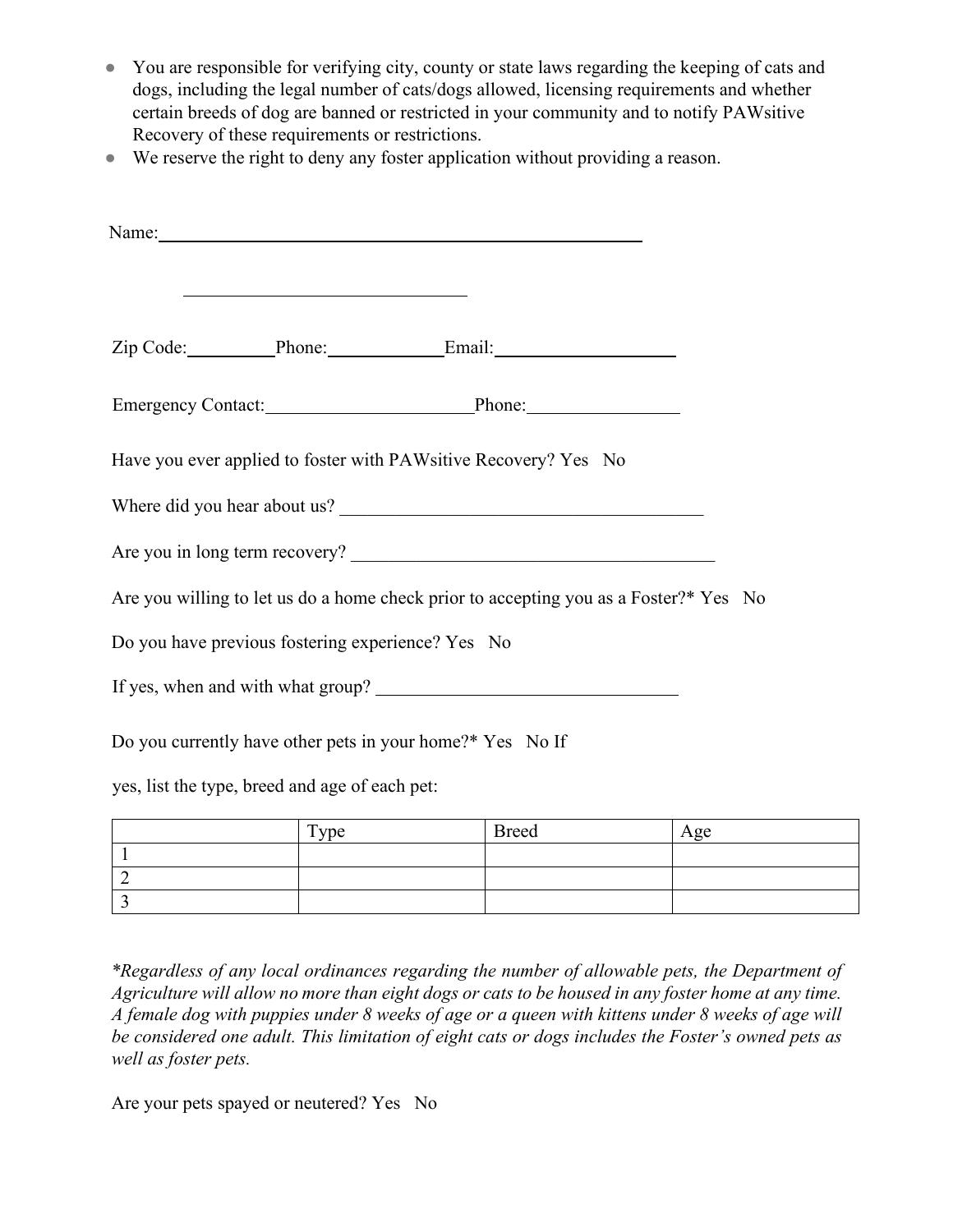- You are responsible for verifying city, county or state laws regarding the keeping of cats and dogs, including the legal number of cats/dogs allowed, licensing requirements and whether certain breeds of dog are banned or restricted in your community and to notify PAWsitive Recovery of these requirements or restrictions.
- We reserve the right to deny any foster application without providing a reason.

Name: ______________________________________________________

______________________________

Zip Code: __________ Phone: ____________ Email: ____________________

Emergency Contact: ______________________ Phone: ________________

Have you ever applied to foster with PAWsitive Recovery? Yes No

Where did you hear about us? ________________________________________

Are you in long term recovery? ________________________________________

Are you willing to let us do a home check prior to accepting you as a Foster?* Yes No

Do you have previous fostering experience? Yes No

If yes, when and with what group? ________________________________

Do you currently have other pets in your home?* Yes No If

yes, list the type, breed and age of each pet:

| | Type | Breed | Age |
|---|---|---|---|
| 1 | | | |
| 2 | | | |
| 3 | | | |

*\*Regardless of any local ordinances regarding the number of allowable pets, the Department of Agriculture will allow no more than eight dogs or cats to be housed in any foster home at any time. A female dog with puppies under 8 weeks of age or a queen with kittens under 8 weeks of age will be considered one adult. This limitation of eight cats or dogs includes the Foster's owned pets as well as foster pets.*

Are your pets spayed or neutered? Yes No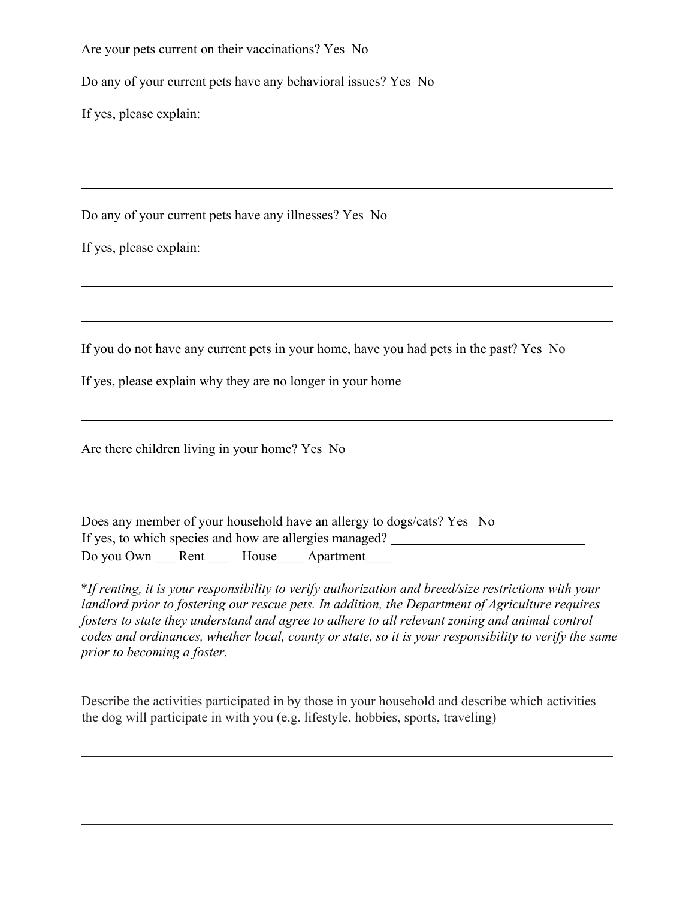Are your pets current on their vaccinations? Yes No

Do any of your current pets have any behavioral issues? Yes No

If yes, please explain:

______________________________________________________________________________

______________________________________________________________________________

Do any of your current pets have any illnesses? Yes No

If yes, please explain:

______________________________________________________________________________

______________________________________________________________________________

If you do not have any current pets in your home, have you had pets in the past? Yes No

If yes, please explain why they are no longer in your home

______________________________________________________________________________

Are there children living in your home? Yes No

____________________________________

Does any member of your household have an allergy to dogs/cats? Yes No
If yes, to which species and how are allergies managed? ____________________________
Do you Own ___ Rent ___ House____ Apartment____

**If renting, it is your responsibility to verify authorization and breed/size restrictions with your landlord prior to fostering our rescue pets. In addition, the Department of Agriculture requires fosters to state they understand and agree to adhere to all relevant zoning and animal control codes and ordinances, whether local, county or state, so it is your responsibility to verify the same prior to becoming a foster.*

Describe the activities participated in by those in your household and describe which activities the dog will participate in with you (e.g. lifestyle, hobbies, sports, traveling)

______________________________________________________________________________

______________________________________________________________________________

______________________________________________________________________________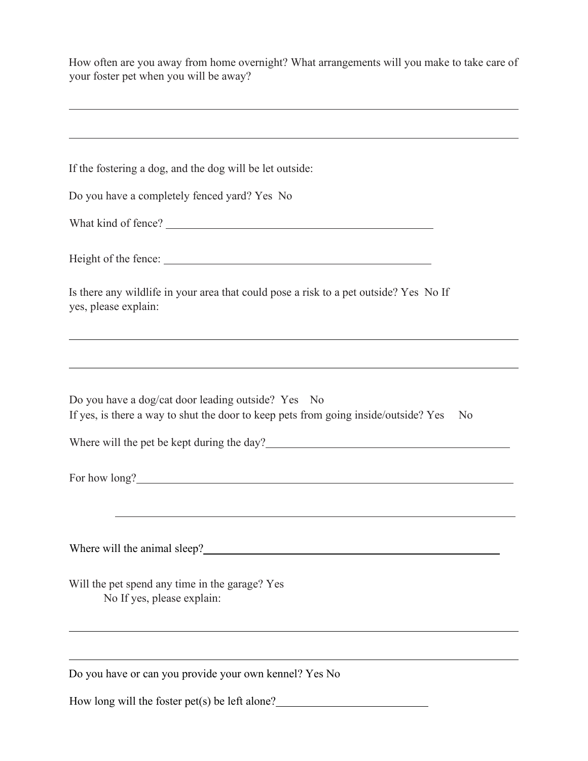How often are you away from home overnight? What arrangements will you make to take care of your foster pet when you will be away?

\_\_\_\_\_\_\_\_\_\_\_\_\_\_\_\_\_\_\_\_\_\_\_\_\_\_\_\_\_\_\_\_\_\_\_\_\_\_\_\_\_\_\_\_\_\_\_\_\_\_\_\_\_\_\_\_\_\_\_\_\_\_\_\_\_\_\_\_\_\_

\_\_\_\_\_\_\_\_\_\_\_\_\_\_\_\_\_\_\_\_\_\_\_\_\_\_\_\_\_\_\_\_\_\_\_\_\_\_\_\_\_\_\_\_\_\_\_\_\_\_\_\_\_\_\_\_\_\_\_\_\_\_\_\_\_\_\_\_\_\_

If the fostering a dog, and the dog will be let outside:

Do you have a completely fenced yard? Yes No

What kind of fence? \_\_\_\_\_\_\_\_\_\_\_\_\_\_\_\_\_\_\_\_\_\_\_\_\_\_\_\_\_\_\_\_\_\_\_\_\_\_\_\_

Height of the fence: \_\_\_\_\_\_\_\_\_\_\_\_\_\_\_\_\_\_\_\_\_\_\_\_\_\_\_\_\_\_\_\_\_\_\_\_\_\_\_\_

Is there any wildlife in your area that could pose a risk to a pet outside? Yes No If yes, please explain:

\_\_\_\_\_\_\_\_\_\_\_\_\_\_\_\_\_\_\_\_\_\_\_\_\_\_\_\_\_\_\_\_\_\_\_\_\_\_\_\_\_\_\_\_\_\_\_\_\_\_\_\_\_\_\_\_\_\_\_\_\_\_\_\_\_\_\_\_\_\_

\_\_\_\_\_\_\_\_\_\_\_\_\_\_\_\_\_\_\_\_\_\_\_\_\_\_\_\_\_\_\_\_\_\_\_\_\_\_\_\_\_\_\_\_\_\_\_\_\_\_\_\_\_\_\_\_\_\_\_\_\_\_\_\_\_\_\_\_\_\_

Do you have a dog/cat door leading outside? Yes No
If yes, is there a way to shut the door to keep pets from going inside/outside? Yes No

Where will the pet be kept during the day?\_\_\_\_\_\_\_\_\_\_\_\_\_\_\_\_\_\_\_\_\_\_\_\_\_\_\_\_\_\_\_\_\_\_\_\_

For how long?\_\_\_\_\_\_\_\_\_\_\_\_\_\_\_\_\_\_\_\_\_\_\_\_\_\_\_\_\_\_\_\_\_\_\_\_\_\_\_\_\_\_\_\_\_\_\_\_\_\_\_\_\_\_\_\_\_\_

\_\_\_\_\_\_\_\_\_\_\_\_\_\_\_\_\_\_\_\_\_\_\_\_\_\_\_\_\_\_\_\_\_\_\_\_\_\_\_\_\_\_\_\_\_\_\_\_\_\_\_\_\_\_\_\_\_\_\_\_\_\_

Where will the animal sleep?\_\_\_\_\_\_\_\_\_\_\_\_\_\_\_\_\_\_\_\_\_\_\_\_\_\_\_\_\_\_\_\_\_\_\_\_\_\_\_\_\_\_\_\_

Will the pet spend any time in the garage? Yes
No If yes, please explain:

\_\_\_\_\_\_\_\_\_\_\_\_\_\_\_\_\_\_\_\_\_\_\_\_\_\_\_\_\_\_\_\_\_\_\_\_\_\_\_\_\_\_\_\_\_\_\_\_\_\_\_\_\_\_\_\_\_\_\_\_\_\_\_\_\_\_\_\_\_\_

\_\_\_\_\_\_\_\_\_\_\_\_\_\_\_\_\_\_\_\_\_\_\_\_\_\_\_\_\_\_\_\_\_\_\_\_\_\_\_\_\_\_\_\_\_\_\_\_\_\_\_\_\_\_\_\_\_\_\_\_\_\_\_\_\_\_\_\_\_\_

Do you have or can you provide your own kennel? Yes No

How long will the foster pet(s) be left alone?\_\_\_\_\_\_\_\_\_\_\_\_\_\_\_\_\_\_\_\_\_\_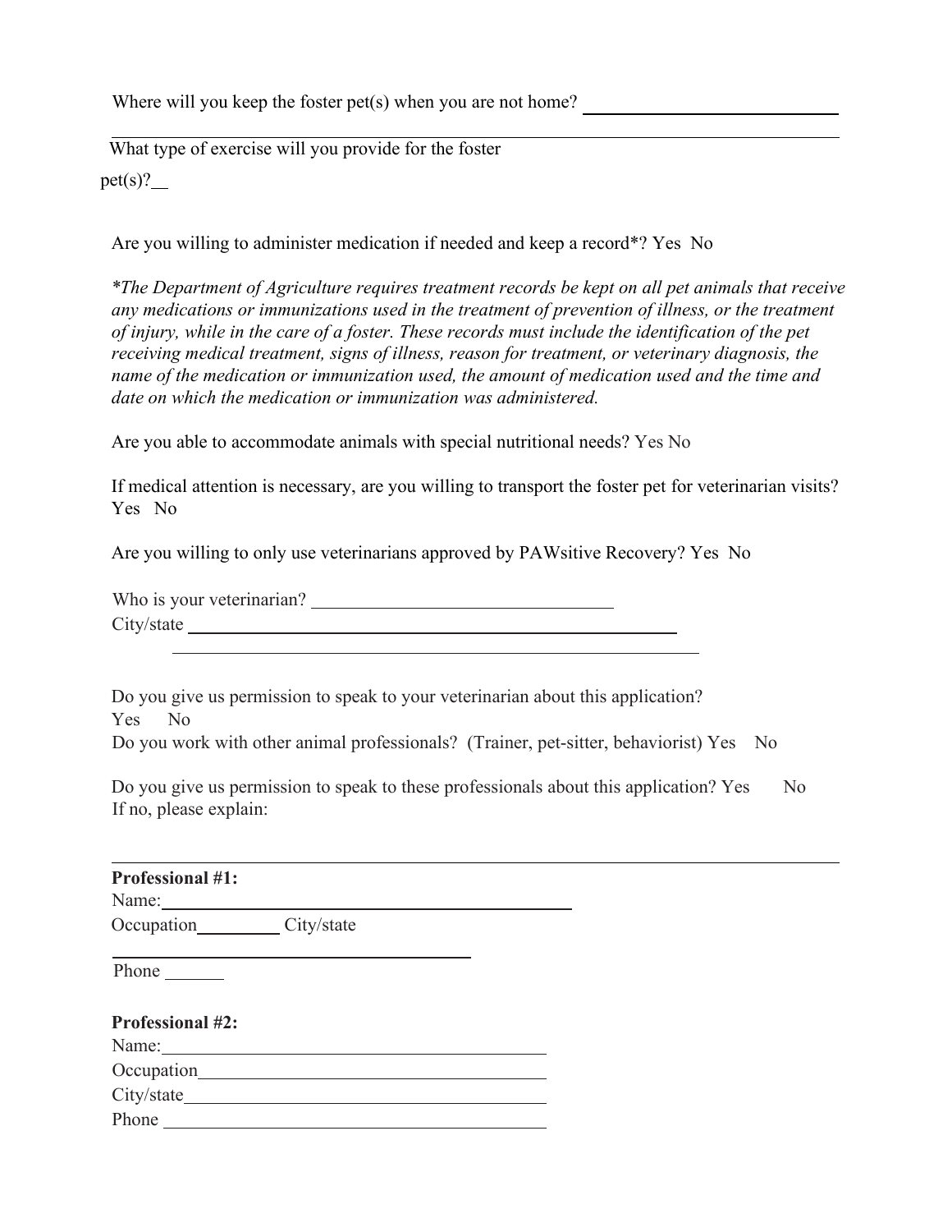Where will you keep the foster pet(s) when you are not home? ______________________________

________________________________________________________________________________

What type of exercise will you provide for the foster pet(s)?__

Are you willing to administer medication if needed and keep a record*? Yes No

*\*The Department of Agriculture requires treatment records be kept on all pet animals that receive any medications or immunizations used in the treatment of prevention of illness, or the treatment of injury, while in the care of a foster. These records must include the identification of the pet receiving medical treatment, signs of illness, reason for treatment, or veterinary diagnosis, the name of the medication or immunization used, the amount of medication used and the time and date on which the medication or immunization was administered.*

Are you able to accommodate animals with special nutritional needs? Yes No

If medical attention is necessary, are you willing to transport the foster pet for veterinarian visits? Yes No

Are you willing to only use veterinarians approved by PAWsitive Recovery? Yes No

Who is your veterinarian? ________________________________

City/state ______________________________________________________

______________________________________________________________

Do you give us permission to speak to your veterinarian about this application? Yes No

Do you work with other animal professionals? (Trainer, pet-sitter, behaviorist) Yes No

Do you give us permission to speak to these professionals about this application? Yes No

If no, please explain:

________________________________________________________________________________

**Professional #1:**

Name: ____________________________________________

Occupation _________ City/state

________________________________________

Phone _______

**Professional #2:**

Name: ____________________________________________

Occupation ________________________________________

City/state ________________________________________

Phone ____________________________________________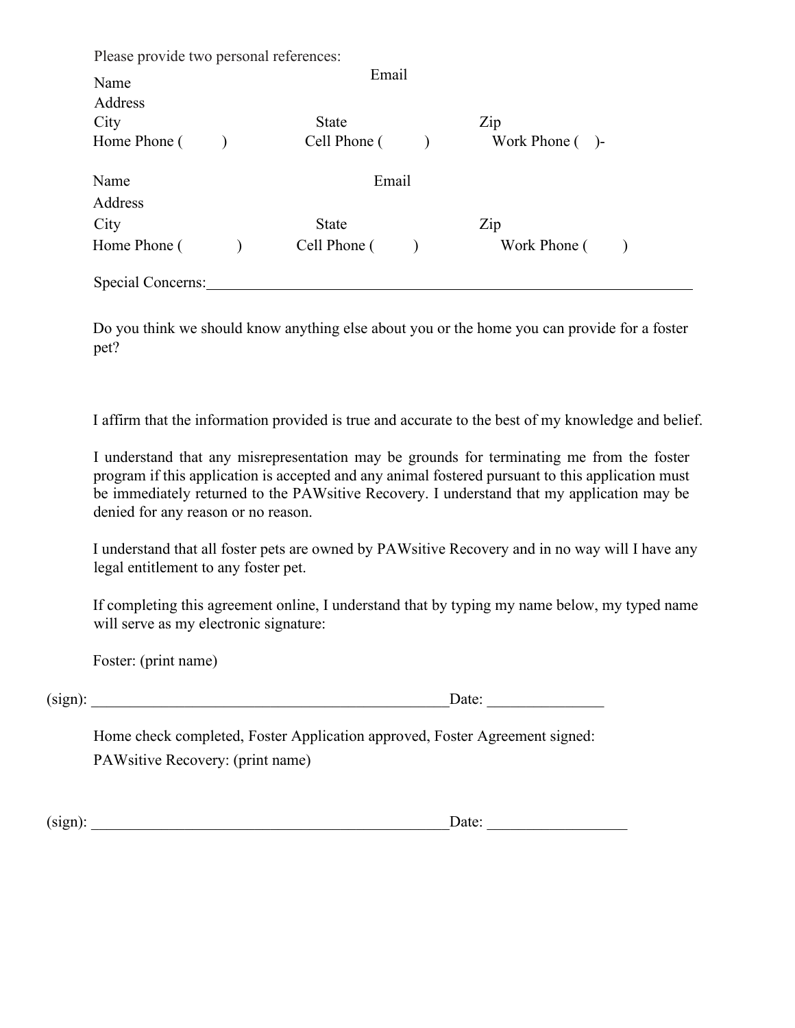Please provide two personal references:

Name Email
Address
City State Zip
Home Phone ( ) Cell Phone ( ) Work Phone ( )-

Name Email
Address
City State Zip
Home Phone ( ) Cell Phone ( ) Work Phone ( )

Special Concerns:_______________________________________________________________

Do you think we should know anything else about you or the home you can provide for a foster pet?

I affirm that the information provided is true and accurate to the best of my knowledge and belief.

I understand that any misrepresentation may be grounds for terminating me from the foster program if this application is accepted and any animal fostered pursuant to this application must be immediately returned to the PAWsitive Recovery. I understand that my application may be denied for any reason or no reason.

I understand that all foster pets are owned by PAWsitive Recovery and in no way will I have any legal entitlement to any foster pet.

If completing this agreement online, I understand that by typing my name below, my typed name will serve as my electronic signature:

Foster: (print name)

(sign): ______________________________________________Date: ______________

Home check completed, Foster Application approved, Foster Agreement signed:

PAWsitive Recovery: (print name)

(sign): ______________________________________________Date: ________________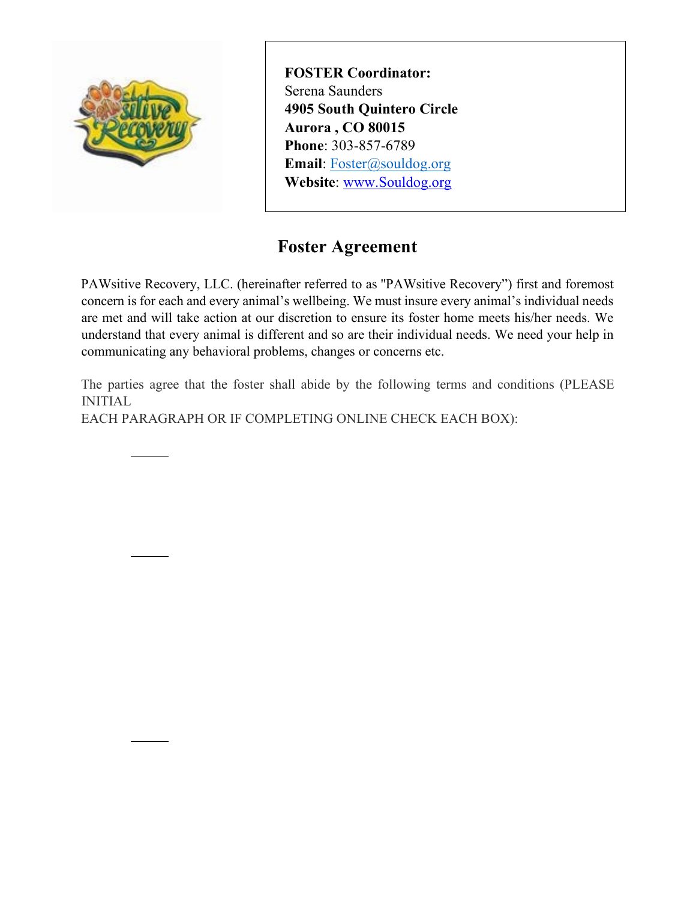**FOSTER Coordinator:**
Serena Saunders
**4905 South Quintero Circle**
**Aurora , CO 80015**
**Phone**: 303-857-6789
**Email**: Foster@souldog.org
**Website**: www.Souldog.org

# Foster Agreement

PAWsitive Recovery, LLC. (hereinafter referred to as "PAWsitive Recovery") first and foremost concern is for each and every animal's wellbeing. We must insure every animal's individual needs are met and will take action at our discretion to ensure its foster home meets his/her needs. We understand that every animal is different and so are their individual needs. We need your help in communicating any behavioral problems, changes or concerns etc.

The parties agree that the foster shall abide by the following terms and conditions (PLEASE INITIAL
EACH PARAGRAPH OR IF COMPLETING ONLINE CHECK EACH BOX):

______

______

______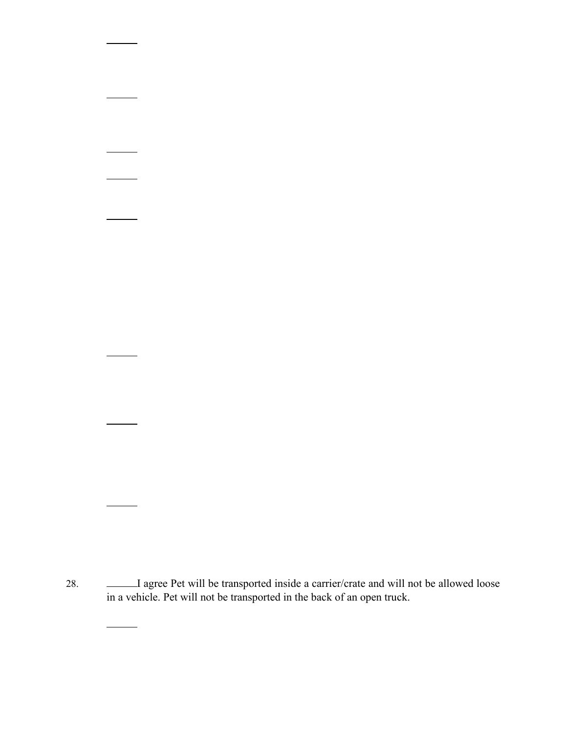______

______

______

______

______

______

______

______

28. ______I agree Pet will be transported inside a carrier/crate and will not be allowed loose in a vehicle. Pet will not be transported in the back of an open truck.

______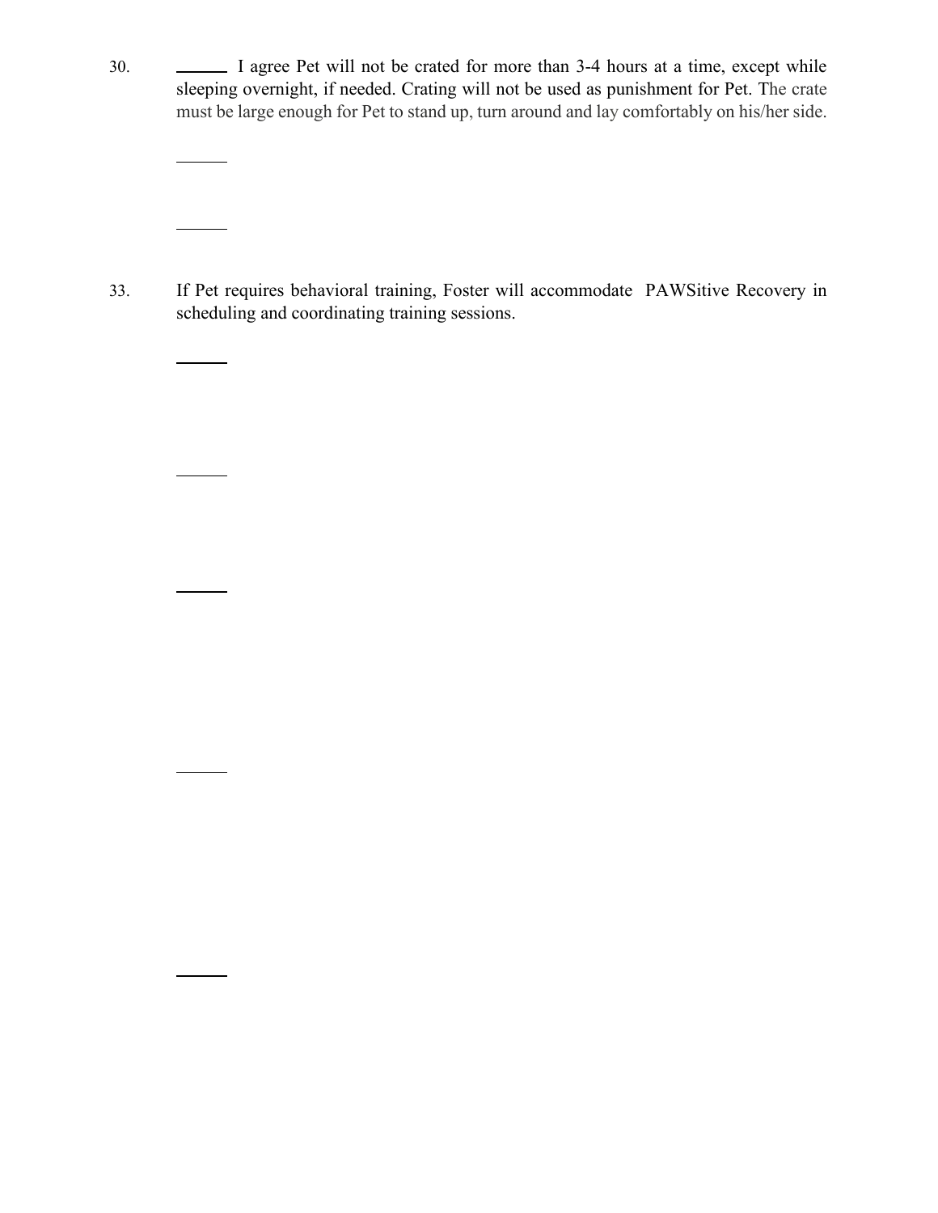30. ______ I agree Pet will not be crated for more than 3-4 hours at a time, except while sleeping overnight, if needed. Crating will not be used as punishment for Pet. The crate must be large enough for Pet to stand up, turn around and lay comfortably on his/her side.

______

______

33. If Pet requires behavioral training, Foster will accommodate PAWSitive Recovery in scheduling and coordinating training sessions.

______

______

______

______

______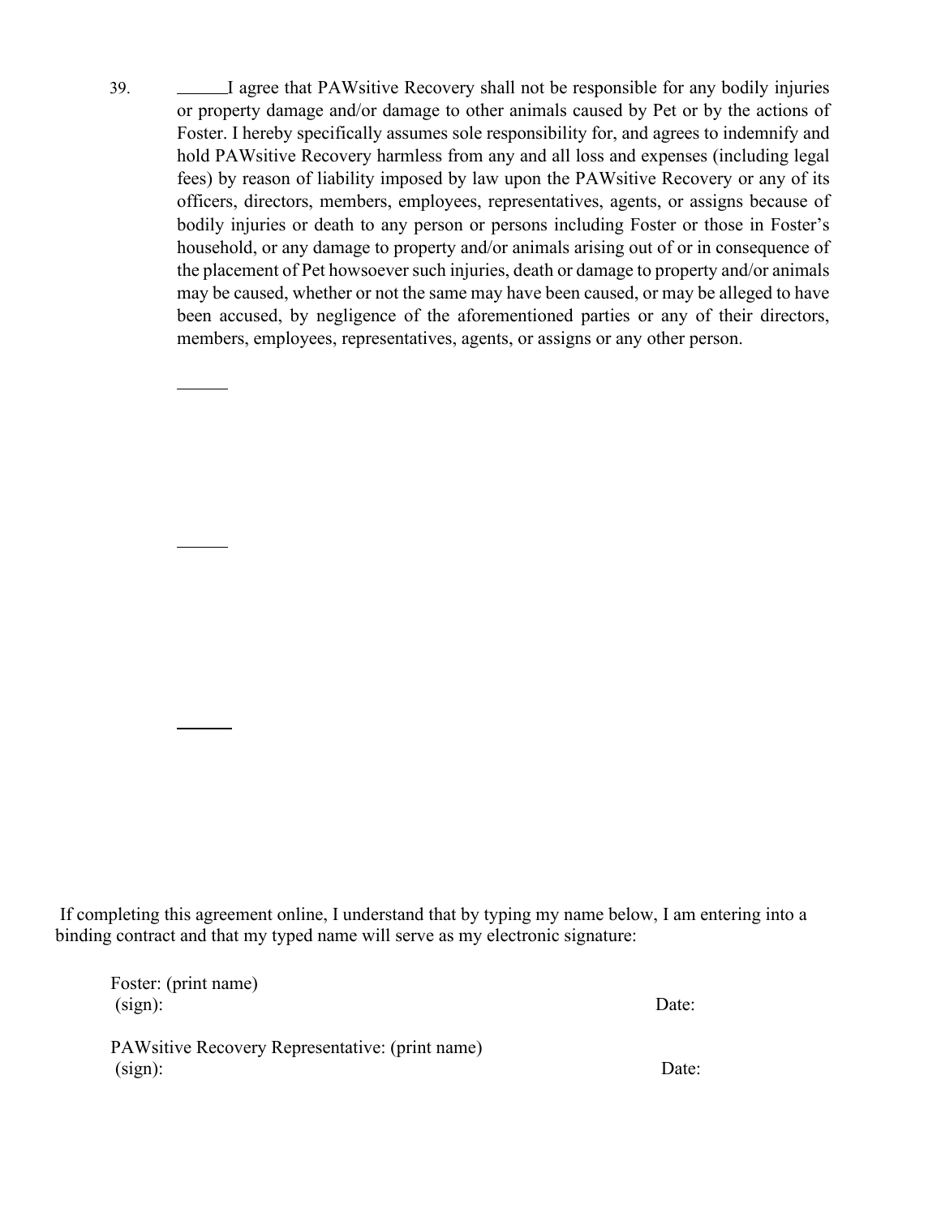39. \_\_\_\_\_\_I agree that PAWsitive Recovery shall not be responsible for any bodily injuries or property damage and/or damage to other animals caused by Pet or by the actions of Foster. I hereby specifically assumes sole responsibility for, and agrees to indemnify and hold PAWsitive Recovery harmless from any and all loss and expenses (including legal fees) by reason of liability imposed by law upon the PAWsitive Recovery or any of its officers, directors, members, employees, representatives, agents, or assigns because of bodily injuries or death to any person or persons including Foster or those in Foster's household, or any damage to property and/or animals arising out of or in consequence of the placement of Pet howsoever such injuries, death or damage to property and/or animals may be caused, whether or not the same may have been caused, or may be alleged to have been accused, by negligence of the aforementioned parties or any of their directors, members, employees, representatives, agents, or assigns or any other person.

\_\_\_\_\_\_

\_\_\_\_\_\_

\_\_\_\_\_\_

If completing this agreement online, I understand that by typing my name below, I am entering into a binding contract and that my typed name will serve as my electronic signature:

Foster: (print name)
(sign): Date:

PAWsitive Recovery Representative: (print name)
(sign): Date: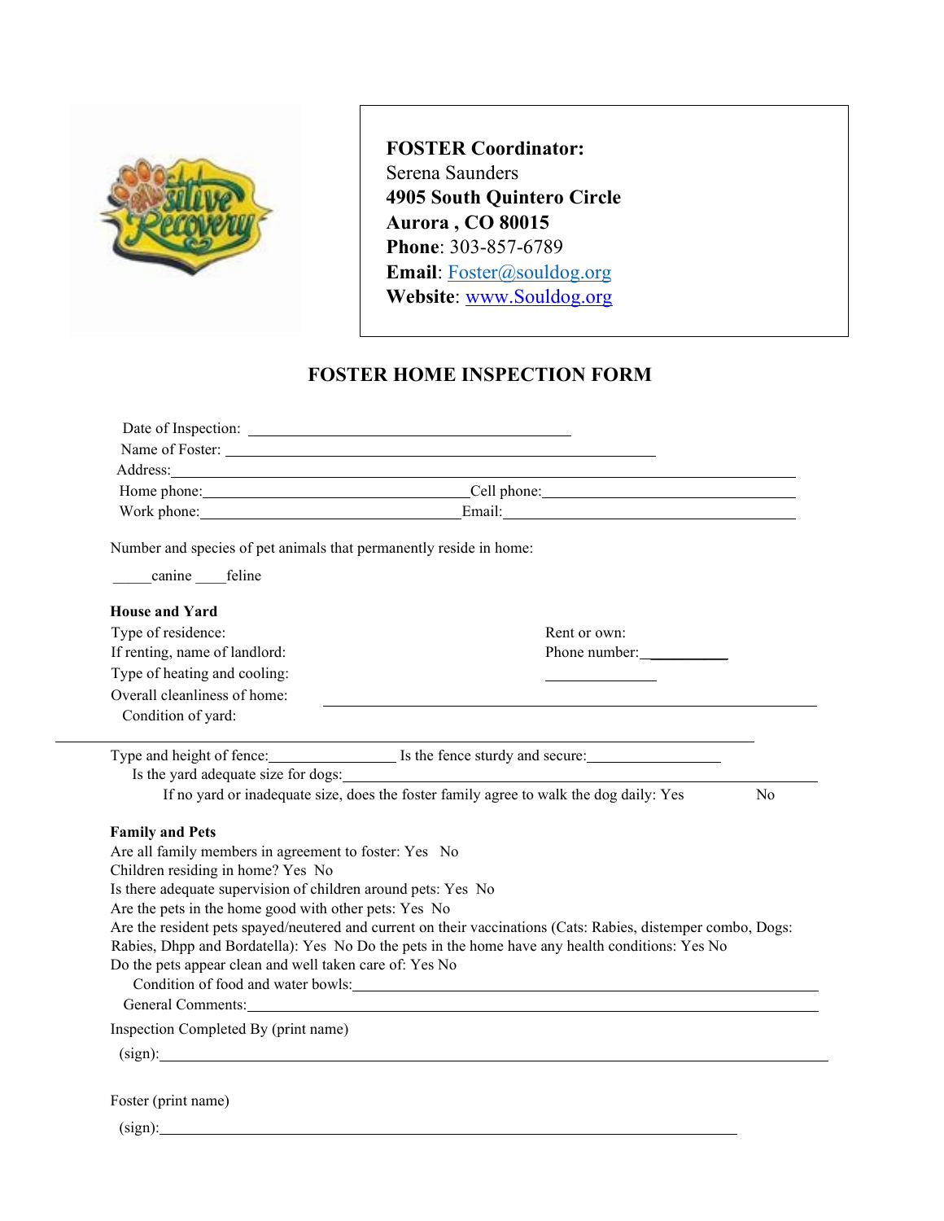**FOSTER Coordinator:**
Serena Saunders
**4905 South Quintero Circle**
**Aurora , CO 80015**
**Phone**: 303-857-6789
**Email**: Foster@souldog.org
**Website**: www.Souldog.org

# FOSTER HOME INSPECTION FORM

Date of Inspection: ____________________________________________

Name of Foster: ____________________________________________________________

Address: ________________________________________________________________________________________

Home phone: ________________________________ Cell phone: ________________________________

Work phone: ________________________________ Email: ____________________________________

Number and species of pet animals that permanently reside in home:

_____canine ____feline

**House and Yard**

Type of residence: Rent or own:

If renting, name of landlord: Phone number: ___________

Type of heating and cooling: _______________

Overall cleanliness of home: ____________________________________________________________

Condition of yard: ________________________________________________________________________

Type and height of fence: ________________ Is the fence sturdy and secure: ________________

Is the yard adequate size for dogs: ____________________________________________________________

If no yard or inadequate size, does the foster family agree to walk the dog daily: Yes No

**Family and Pets**

Are all family members in agreement to foster: Yes No

Children residing in home? Yes No

Is there adequate supervision of children around pets: Yes No

Are the pets in the home good with other pets: Yes No

Are the resident pets spayed/neutered and current on their vaccinations (Cats: Rabies, distemper combo, Dogs: Rabies, Dhpp and Bordatella): Yes No Do the pets in the home have any health conditions: Yes No

Do the pets appear clean and well taken care of: Yes No

Condition of food and water bowls: ____________________________________________________________

General Comments: ____________________________________________________________________________

Inspection Completed By (print name)

(sign): ________________________________________________________________________________________

Foster (print name)

(sign): ________________________________________________________________________________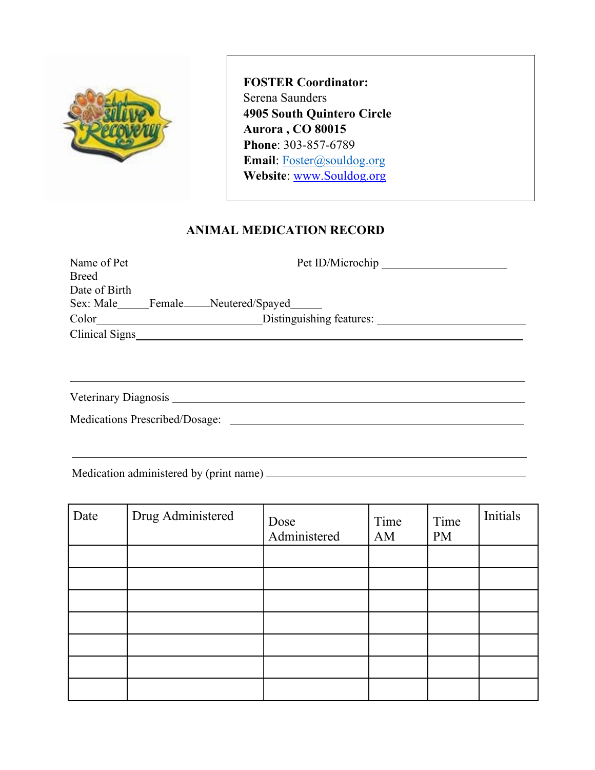**FOSTER Coordinator:**
Serena Saunders
**4905 South Quintero Circle**
**Aurora , CO 80015**
**Phone**: 303-857-6789
**Email**: Foster@souldog.org
**Website**: www.Souldog.org

# ANIMAL MEDICATION RECORD

Name of Pet Pet ID/Microchip ______________________

Breed

Date of Birth

Sex: Male______Female_____Neutered/Spayed______

Color_____________________________Distinguishing features: ___________________________

Clinical Signs___________________________________________________________________________

_______________________________________________________________________________________

Veterinary Diagnosis ______________________________________________________________________

Medications Prescribed/Dosage: ______________________________________________________________

_______________________________________________________________________________________

Medication administered by (print name) ________________________________________________

| Date | Drug Administered | Dose Administered | Time AM | Time PM | Initials |
|---|---|---|---|---|---|
| | | | | | |
| | | | | | |
| | | | | | |
| | | | | | |
| | | | | | |
| | | | | | |
| | | | | | |